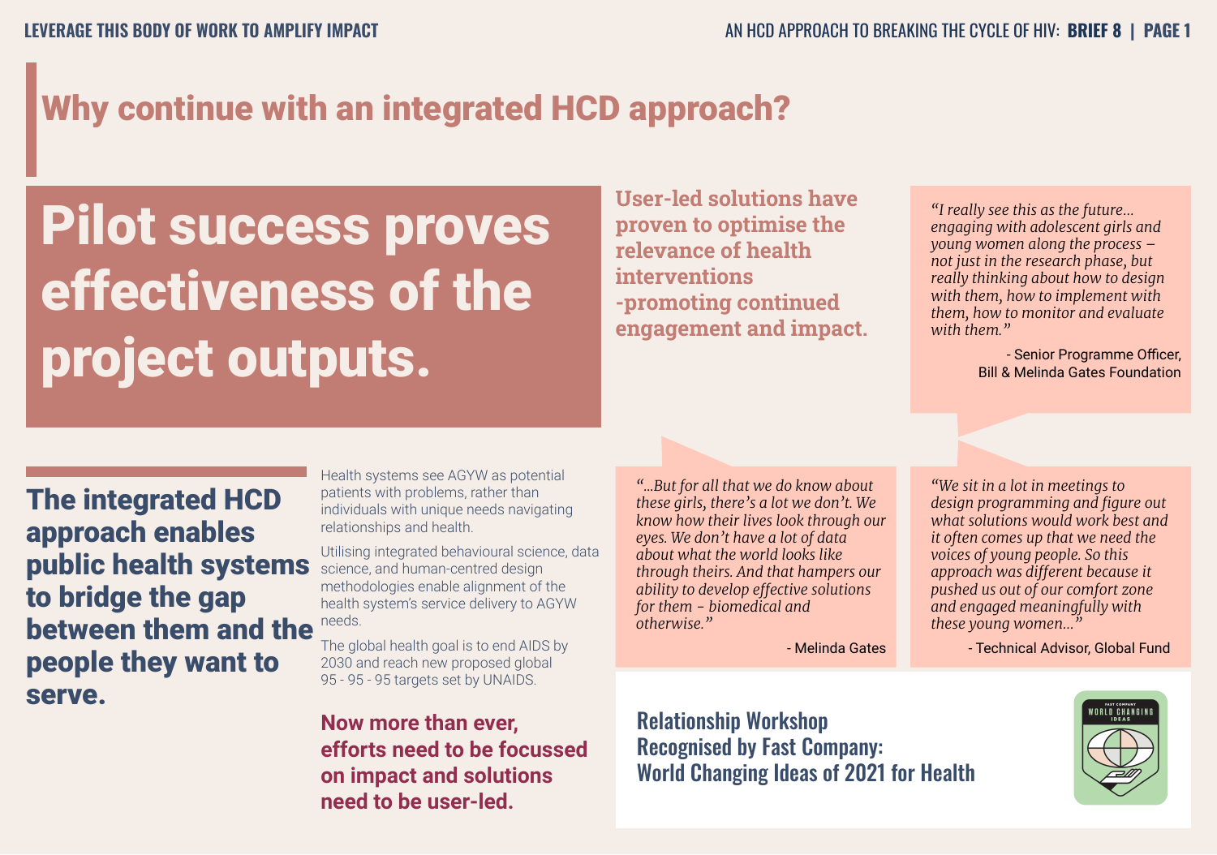# Why continue with an integrated HCD approach?

## Pilot success proves effectiveness of the project outputs.

**User-led solutions have proven to optimise the relevance of health interventions -promoting continued engagement and impact.**

> *"I really see this as the future... engaging with adolescent girls and young women along the process – not just in the research phase, but really thinking about how to design with them, how to implement with them, how to monitor and evaluate with them."*
>
> \- Senior Programme Officer, Bill & Melinda Gates Foundation

## The integrated HCD approach enables public health systems to bridge the gap between them and the people they want to serve.

Health systems see AGYW as potential patients with problems, rather than individuals with unique needs navigating relationships and health.

Utilising integrated behavioural science, data science, and human-centred design methodologies enable alignment of the health system's service delivery to AGYW needs.

The global health goal is to end AIDS by 2030 and reach new proposed global 95 - 95 - 95 targets set by UNAIDS.

**Now more than ever, efforts need to be focussed on impact and solutions need to be user-led.**

> *"...But for all that we do know about these girls, there's a lot we don't. We know how their lives look through our eyes. We don't have a lot of data about what the world looks like through theirs. And that hampers our ability to develop effective solutions for them – biomedical and otherwise."*
>
> \- Melinda Gates

> *"We sit in a lot in meetings to design programming and figure out what solutions would work best and it often comes up that we need the voices of young people. So this approach was different because it pushed us out of our comfort zone and engaged meaningfully with these young women..."*
>
> \- Technical Advisor, Global Fund

**Relationship Workshop Recognised by Fast Company: World Changing Ideas of 2021 for Health**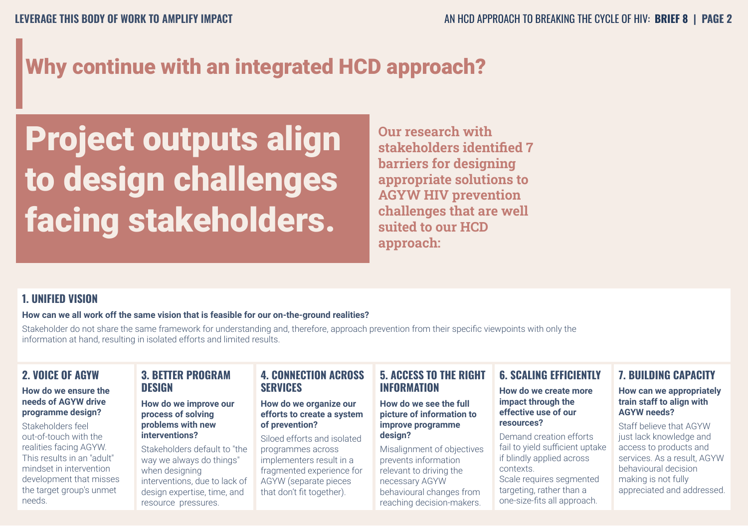# Why continue with an integrated HCD approach?

## Project outputs align to design challenges facing stakeholders.

**Our research with stakeholders identified 7 barriers for designing appropriate solutions to AGYW HIV prevention challenges that are well suited to our HCD approach:**

### 1. UNIFIED VISION

**How can we all work off the same vision that is feasible for our on-the-ground realities?**

Stakeholder do not share the same framework for understanding and, therefore, approach prevention from their specific viewpoints with only the information at hand, resulting in isolated efforts and limited results.

### 2. VOICE OF AGYW

**How do we ensure the needs of AGYW drive programme design?**

Stakeholders feel out-of-touch with the realities facing AGYW. This results in an "adult" mindset in intervention development that misses the target group's unmet needs.

### 3. BETTER PROGRAM DESIGN

**How do we improve our process of solving problems with new interventions?**

Stakeholders default to "the way we always do things" when designing interventions, due to lack of design expertise, time, and resource pressures.

### 4. CONNECTION ACROSS SERVICES

**How do we organize our efforts to create a system of prevention?**

Siloed efforts and isolated programmes across implementers result in a fragmented experience for AGYW (separate pieces that don't fit together).

### 5. ACCESS TO THE RIGHT INFORMATION

**How do we see the full picture of information to improve programme design?**

Misalignment of objectives prevents information relevant to driving the necessary AGYW behavioural changes from reaching decision-makers.

### 6. SCALING EFFICIENTLY

**How do we create more impact through the effective use of our resources?**

Demand creation efforts fail to yield sufficient uptake if blindly applied across contexts.
Scale requires segmented targeting, rather than a one-size-fits all approach.

### 7. BUILDING CAPACITY

**How can we appropriately train staff to align with AGYW needs?**

Staff believe that AGYW just lack knowledge and access to products and services. As a result, AGYW behavioural decision making is not fully appreciated and addressed.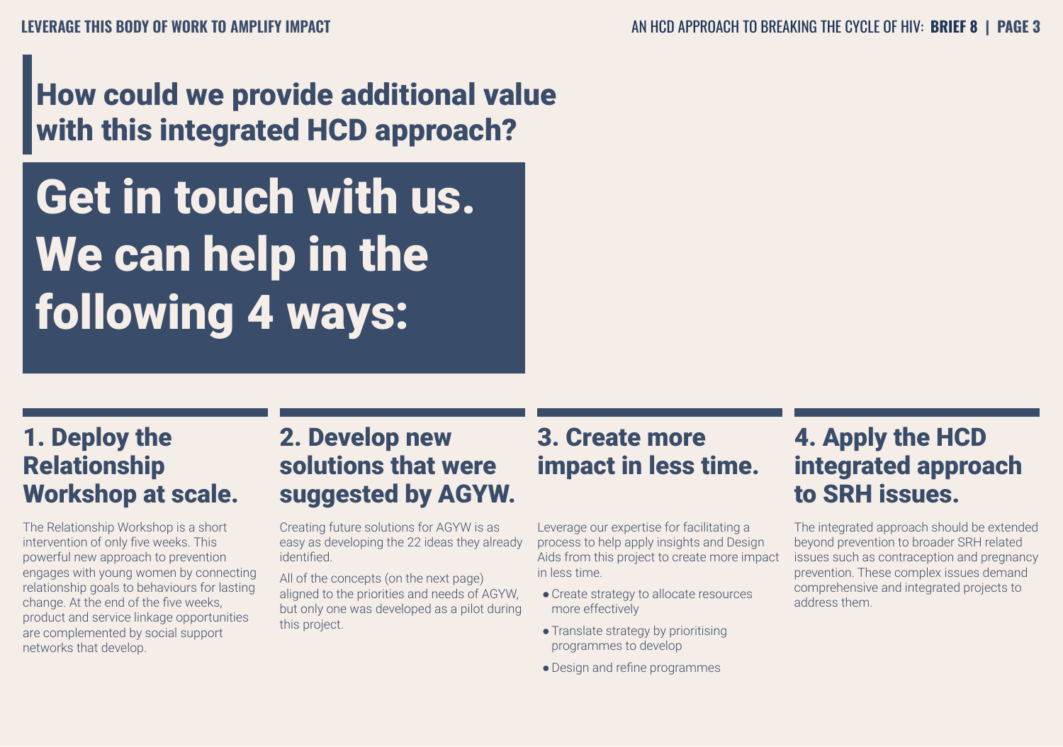## How could we provide additional value with this integrated HCD approach?

# Get in touch with us. We can help in the following 4 ways:

### 1. Deploy the Relationship Workshop at scale.

The Relationship Workshop is a short intervention of only five weeks. This powerful new approach to prevention engages with young women by connecting relationship goals to behaviours for lasting change. At the end of the five weeks, product and service linkage opportunities are complemented by social support networks that develop.

### 2. Develop new solutions that were suggested by AGYW.

Creating future solutions for AGYW is as easy as developing the 22 ideas they already identified.

All of the concepts (on the next page) aligned to the priorities and needs of AGYW, but only one was developed as a pilot during this project.

### 3. Create more impact in less time.

Leverage our expertise for facilitating a process to help apply insights and Design Aids from this project to create more impact in less time.

- Create strategy to allocate resources more effectively
- Translate strategy by prioritising programmes to develop
- Design and refine programmes

### 4. Apply the HCD integrated approach to SRH issues.

The integrated approach should be extended beyond prevention to broader SRH related issues such as contraception and pregnancy prevention. These complex issues demand comprehensive and integrated projects to address them.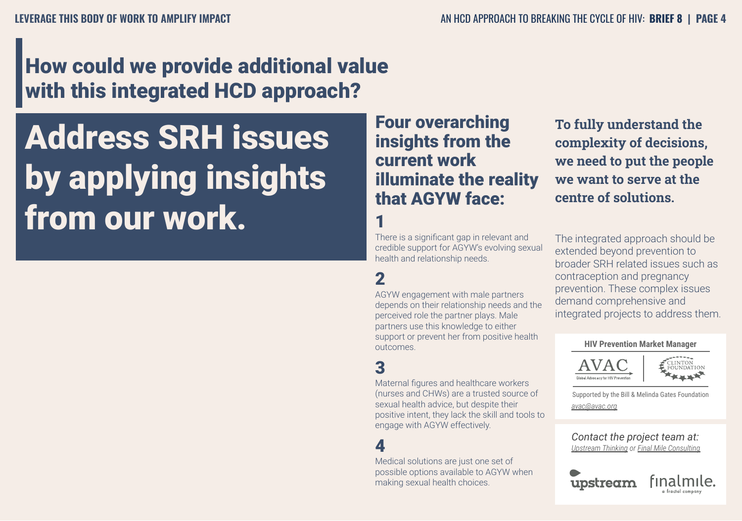# How could we provide additional value with this integrated HCD approach?

## Address SRH issues by applying insights from our work.

### Four overarching insights from the current work illuminate the reality that AGYW face:

**1**

There is a significant gap in relevant and credible support for AGYW's evolving sexual health and relationship needs.

**2**

AGYW engagement with male partners depends on their relationship needs and the perceived role the partner plays. Male partners use this knowledge to either support or prevent her from positive health outcomes.

**3**

Maternal figures and healthcare workers (nurses and CHWs) are a trusted source of sexual health advice, but despite their positive intent, they lack the skill and tools to engage with AGYW effectively.

**4**

Medical solutions are just one set of possible options available to AGYW when making sexual health choices.

**To fully understand the complexity of decisions, we need to put the people we want to serve at the centre of solutions.**

The integrated approach should be extended beyond prevention to broader SRH related issues such as contraception and pregnancy prevention. These complex issues demand comprehensive and integrated projects to address them.

**HIV Prevention Market Manager**

AVAC — Global Advocacy for HIV Prevention | Clinton Foundation

Supported by the Bill & Melinda Gates Foundation

*avac@avac.org*

*Contact the project team at:*
*Upstream Thinking or Final Mile Consulting*

upstream | finalmile. a fractal company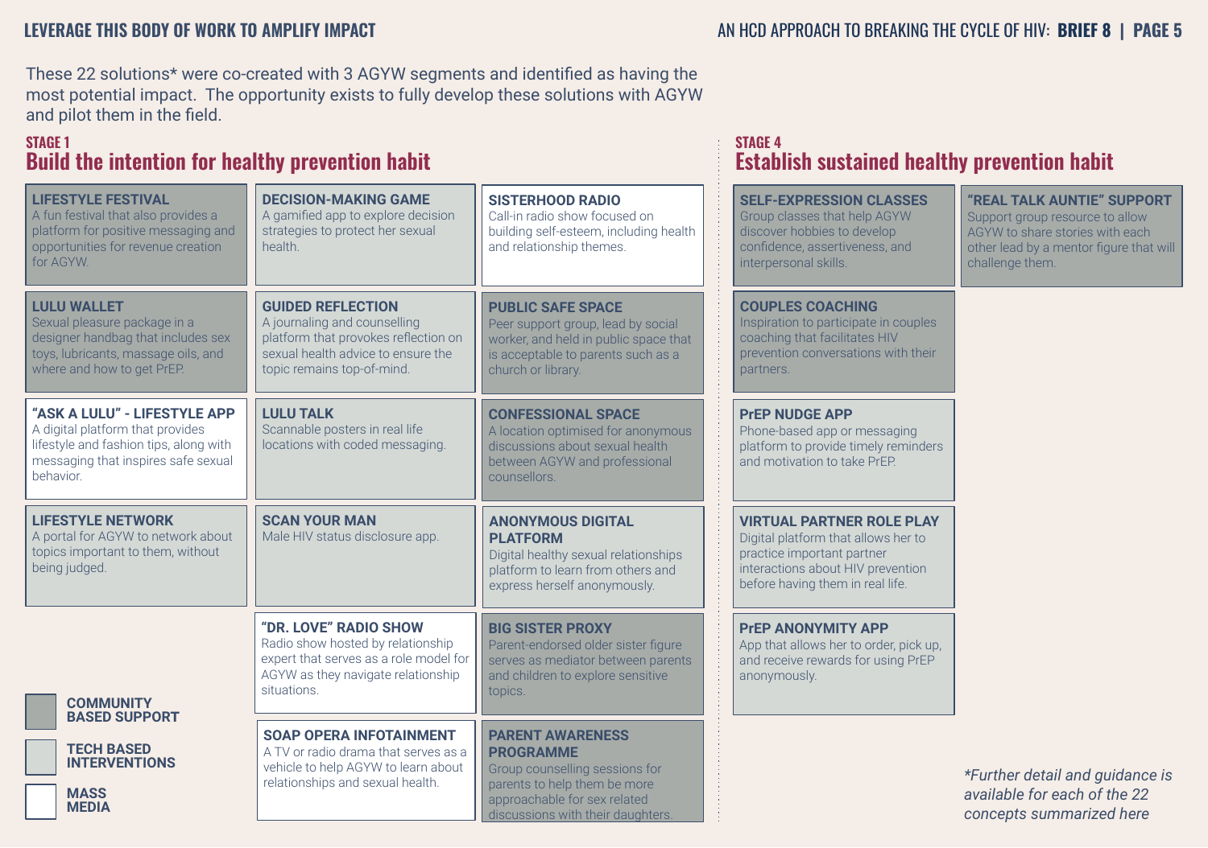## LEVERAGE THIS BODY OF WORK TO AMPLIFY IMPACT

These 22 solutions* were co-created with 3 AGYW segments and identified as having the most potential impact. The opportunity exists to fully develop these solutions with AGYW and pilot them in the field.

### STAGE 1
## Build the intention for healthy prevention habit

**LIFESTYLE FESTIVAL**
A fun festival that also provides a platform for positive messaging and opportunities for revenue creation for AGYW.

**DECISION-MAKING GAME**
A gamified app to explore decision strategies to protect her sexual health.

**SISTERHOOD RADIO**
Call-in radio show focused on building self-esteem, including health and relationship themes.

**LULU WALLET**
Sexual pleasure package in a designer handbag that includes sex toys, lubricants, massage oils, and where and how to get PrEP.

**GUIDED REFLECTION**
A journaling and counselling platform that provokes reflection on sexual health advice to ensure the topic remains top-of-mind.

**PUBLIC SAFE SPACE**
Peer support group, lead by social worker, and held in public space that is acceptable to parents such as a church or library.

**"ASK A LULU" - LIFESTYLE APP**
A digital platform that provides lifestyle and fashion tips, along with messaging that inspires safe sexual behavior.

**LULU TALK**
Scannable posters in real life locations with coded messaging.

**CONFESSIONAL SPACE**
A location optimised for anonymous discussions about sexual health between AGYW and professional counsellors.

**LIFESTYLE NETWORK**
A portal for AGYW to network about topics important to them, without being judged.

**SCAN YOUR MAN**
Male HIV status disclosure app.

**ANONYMOUS DIGITAL PLATFORM**
Digital healthy sexual relationships platform to learn from others and express herself anonymously.

**"DR. LOVE" RADIO SHOW**
Radio show hosted by relationship expert that serves as a role model for AGYW as they navigate relationship situations.

**BIG SISTER PROXY**
Parent-endorsed older sister figure serves as mediator between parents and children to explore sensitive topics.

**SOAP OPERA INFOTAINMENT**
A TV or radio drama that serves as a vehicle to help AGYW to learn about relationships and sexual health.

**PARENT AWARENESS PROGRAMME**
Group counselling sessions for parents to help them be more approachable for sex related discussions with their daughters.

### STAGE 4
## Establish sustained healthy prevention habit

**SELF-EXPRESSION CLASSES**
Group classes that help AGYW discover hobbies to develop confidence, assertiveness, and interpersonal skills.

**"REAL TALK AUNTIE" SUPPORT**
Support group resource to allow AGYW to share stories with each other lead by a mentor figure that will challenge them.

**COUPLES COACHING**
Inspiration to participate in couples coaching that facilitates HIV prevention conversations with their partners.

**PrEP NUDGE APP**
Phone-based app or messaging platform to provide timely reminders and motivation to take PrEP.

**VIRTUAL PARTNER ROLE PLAY**
Digital platform that allows her to practice important partner interactions about HIV prevention before having them in real life.

**PrEP ANONYMITY APP**
App that allows her to order, pick up, and receive rewards for using PrEP anonymously.

**Legend:**
- COMMUNITY BASED SUPPORT
- TECH BASED INTERVENTIONS
- MASS MEDIA

*\*Further detail and guidance is available for each of the 22 concepts summarized here*